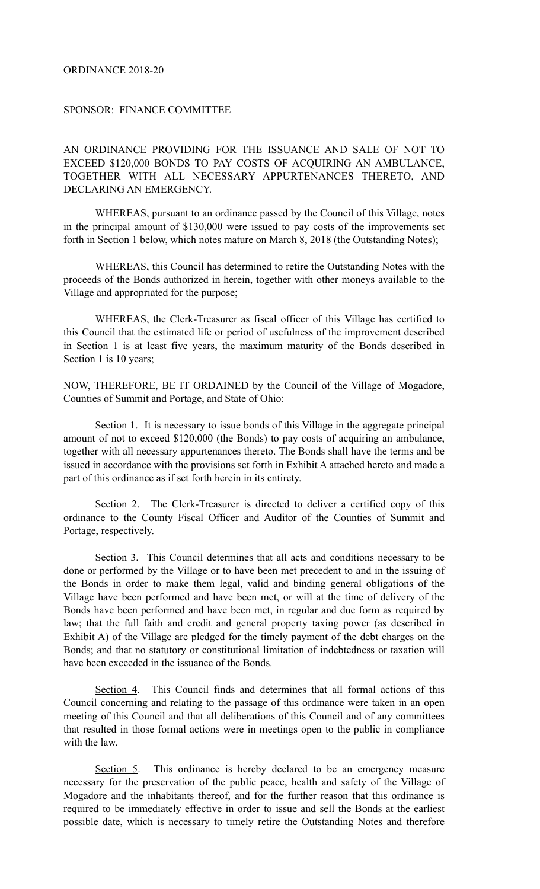ORDINANCE 2018-20

SPONSOR: FINANCE COMMITTEE

AN ORDINANCE PROVIDING FOR THE ISSUANCE AND SALE OF NOT TO EXCEED $120,000 BONDS TO PAY COSTS OF ACQUIRING AN AMBULANCE, TOGETHER WITH ALL NECESSARY APPURTENANCES THERETO, AND DECLARING AN EMERGENCY.

WHEREAS, pursuant to an ordinance passed by the Council of this Village, notes in the principal amount of $130,000 were issued to pay costs of the improvements set forth in Section 1 below, which notes mature on March 8, 2018 (the Outstanding Notes);

WHEREAS, this Council has determined to retire the Outstanding Notes with the proceeds of the Bonds authorized in herein, together with other moneys available to the Village and appropriated for the purpose;

WHEREAS, the Clerk-Treasurer as fiscal officer of this Village has certified to this Council that the estimated life or period of usefulness of the improvement described in Section 1 is at least five years, the maximum maturity of the Bonds described in Section 1 is 10 years;

NOW, THEREFORE, BE IT ORDAINED by the Council of the Village of Mogadore, Counties of Summit and Portage, and State of Ohio:

Section 1. It is necessary to issue bonds of this Village in the aggregate principal amount of not to exceed $120,000 (the Bonds) to pay costs of acquiring an ambulance, together with all necessary appurtenances thereto. The Bonds shall have the terms and be issued in accordance with the provisions set forth in Exhibit A attached hereto and made a part of this ordinance as if set forth herein in its entirety.

Section 2. The Clerk-Treasurer is directed to deliver a certified copy of this ordinance to the County Fiscal Officer and Auditor of the Counties of Summit and Portage, respectively.

Section 3. This Council determines that all acts and conditions necessary to be done or performed by the Village or to have been met precedent to and in the issuing of the Bonds in order to make them legal, valid and binding general obligations of the Village have been performed and have been met, or will at the time of delivery of the Bonds have been performed and have been met, in regular and due form as required by law; that the full faith and credit and general property taxing power (as described in Exhibit A) of the Village are pledged for the timely payment of the debt charges on the Bonds; and that no statutory or constitutional limitation of indebtedness or taxation will have been exceeded in the issuance of the Bonds.

Section 4. This Council finds and determines that all formal actions of this Council concerning and relating to the passage of this ordinance were taken in an open meeting of this Council and that all deliberations of this Council and of any committees that resulted in those formal actions were in meetings open to the public in compliance with the law.

Section 5. This ordinance is hereby declared to be an emergency measure necessary for the preservation of the public peace, health and safety of the Village of Mogadore and the inhabitants thereof, and for the further reason that this ordinance is required to be immediately effective in order to issue and sell the Bonds at the earliest possible date, which is necessary to timely retire the Outstanding Notes and therefore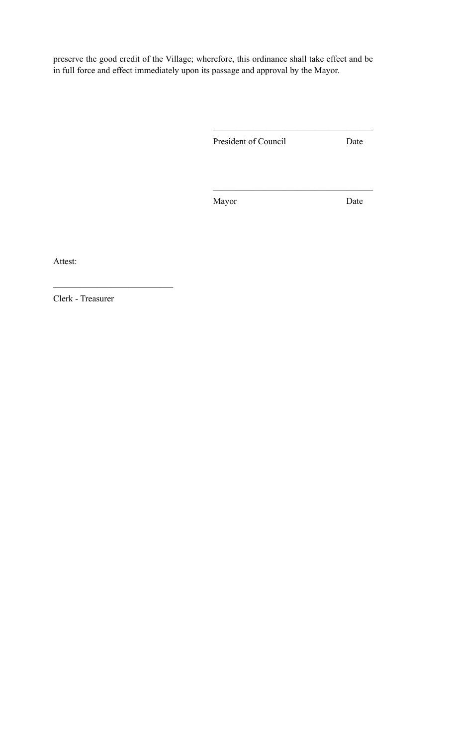preserve the good credit of the Village; wherefore, this ordinance shall take effect and be in full force and effect immediately upon its passage and approval by the Mayor.

\_\_\_\_\_\_\_\_\_\_\_\_\_\_\_\_\_\_\_\_\_\_\_\_\_\_\_\_\_\_\_\_\_\_\_\_

President of Council Date

\_\_\_\_\_\_\_\_\_\_\_\_\_\_\_\_\_\_\_\_\_\_\_\_\_\_\_\_\_\_\_\_\_\_\_\_

Mayor Date

Attest:

\_\_\_\_\_\_\_\_\_\_\_\_\_\_\_\_\_\_\_\_\_\_\_\_\_\_\_

Clerk - Treasurer